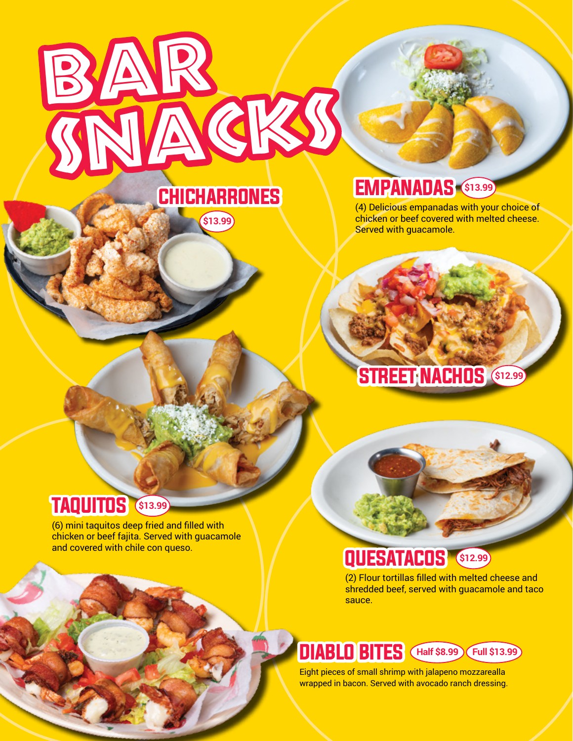# BAR SNACKS

## CHICHARRONES
$13.99

## EMPANADAS
$13.99

(4) Delicious empanadas with your choice of chicken or beef covered with melted cheese. Served with guacamole.

## STREET NACHOS
$12.99

## TAQUITOS
$13.99

(6) mini taquitos deep fried and filled with chicken or beef fajita. Served with guacamole and covered with chile con queso.

## QUESATACOS
$12.99

(2) Flour tortillas filled with melted cheese and shredded beef, served with guacamole and taco sauce.

## DIABLO BITES
Half $8.99 | Full $13.99

Eight pieces of small shrimp with jalapeno mozzarealla wrapped in bacon. Served with avocado ranch dressing.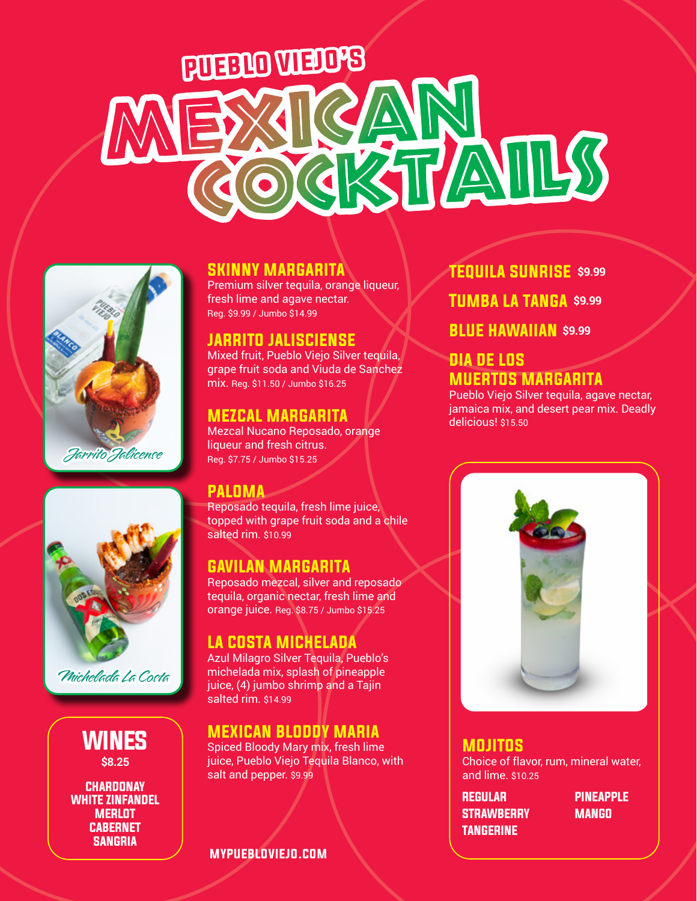# PUEBLO VIEJO'S MEXICAN COCKTAILS

*Jarrito Jalicense*

*Michelada La Costa*

## WINES

**$8.25**

**CHARDONAY**
**WHITE ZINFANDEL**
**MERLOT**
**CABERNET**
**SANGRIA**

## SKINNY MARGARITA

Premium silver tequila, orange liqueur, fresh lime and agave nectar.
Reg. $9.99 / Jumbo $14.99

## JARRITO JALISCIENSE

Mixed fruit, Pueblo Viejo Silver tequila, grape fruit soda and Viuda de Sanchez mix. Reg. $11.50 / Jumbo $16.25

## MEZCAL MARGARITA

Mezcal Nucano Reposado, orange liqueur and fresh citrus.
Reg. $7.75 / Jumbo $15.25

## PALOMA

Reposado tequila, fresh lime juice, topped with grape fruit soda and a chile salted rim. $10.99

## GAVILAN MARGARITA

Reposado mezcal, silver and reposado tequila, organic nectar, fresh lime and orange juice. Reg. $8.75 / Jumbo $15.25

## LA COSTA MICHELADA

Azul Milagro Silver Tequila, Pueblo's michelada mix, splash of pineapple juice, (4) jumbo shrimp and a Tajin salted rim. $14.99

## MEXICAN BLOODY MARIA

Spiced Bloody Mary mix, fresh lime juice, Pueblo Viejo Tequila Blanco, with salt and pepper. $9.99

## TEQUILA SUNRISE $9.99

## TUMBA LA TANGA $9.99

## BLUE HAWAIIAN $9.99

## DIA DE LOS MUERTOS MARGARITA

Pueblo Viejo Silver tequila, agave nectar, jamaica mix, and desert pear mix. Deadly delicious! $15.50

## MOJITOS

Choice of flavor, rum, mineral water, and lime. $10.25

**REGULAR**
**STRAWBERRY**
**TANGERINE**
**PINEAPPLE**
**MANGO**

**MYPUEBLOVIEJO.COM**